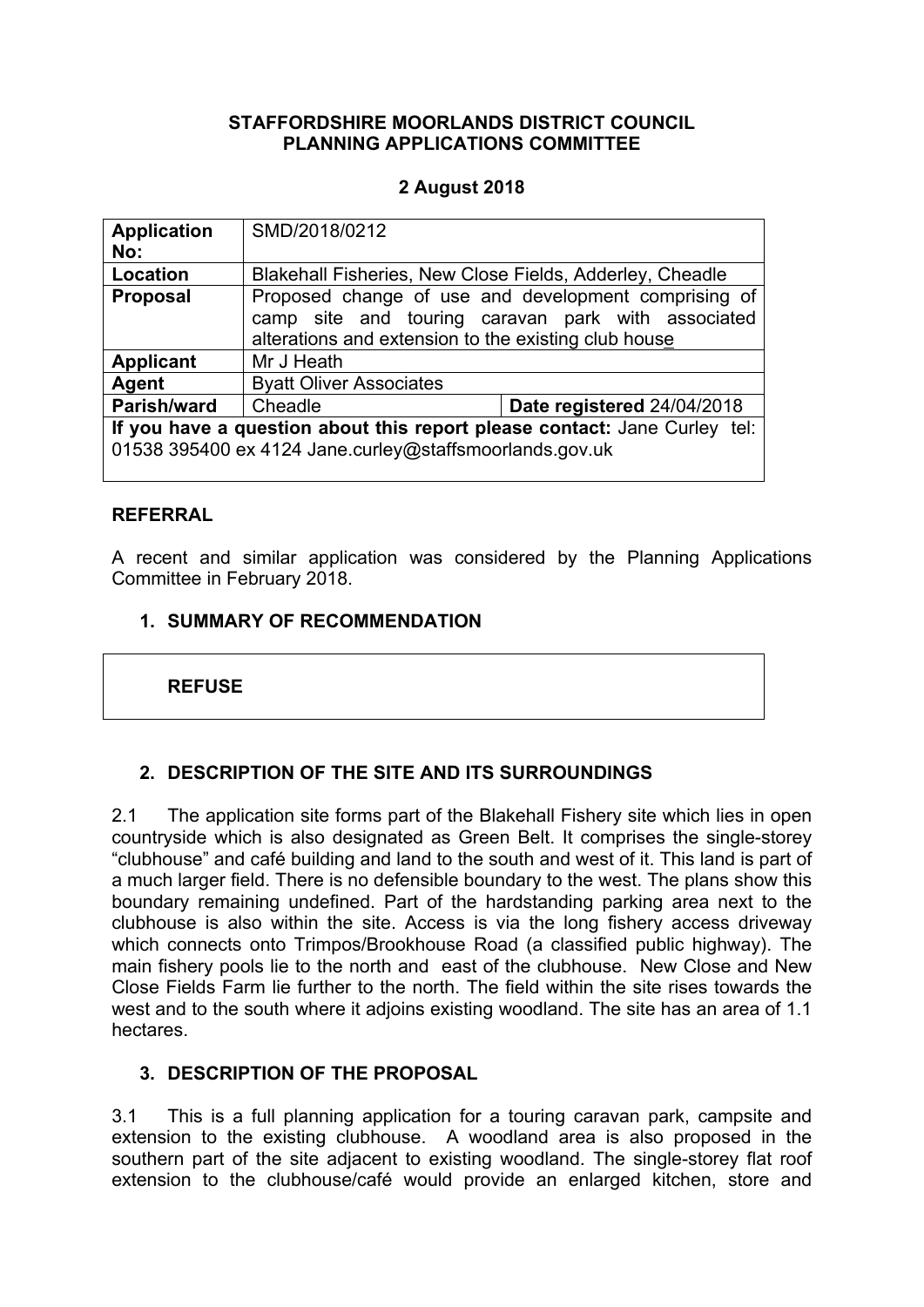**STAFFORDSHIRE MOORLANDS DISTRICT COUNCIL**
**PLANNING APPLICATIONS COMMITTEE**

**2 August 2018**

| **Application No:** | SMD/2018/0212 | |
|---|---|---|
| **Location** | Blakehall Fisheries, New Close Fields, Adderley, Cheadle | |
| **Proposal** | Proposed change of use and development comprising of camp site and touring caravan park with associated alterations and extension to the existing club house | |
| **Applicant** | Mr J Heath | |
| **Agent** | Byatt Oliver Associates | |
| **Parish/ward** | Cheadle | **Date registered** 24/04/2018 |
| **If you have a question about this report please contact:** Jane Curley tel: 01538 395400 ex 4124 Jane.curley@staffsmoorlands.gov.uk | | |

## REFERRAL

A recent and similar application was considered by the Planning Applications Committee in February 2018.

## 1. SUMMARY OF RECOMMENDATION

**REFUSE**

## 2. DESCRIPTION OF THE SITE AND ITS SURROUNDINGS

2.1 The application site forms part of the Blakehall Fishery site which lies in open countryside which is also designated as Green Belt. It comprises the single-storey "clubhouse" and café building and land to the south and west of it. This land is part of a much larger field. There is no defensible boundary to the west. The plans show this boundary remaining undefined. Part of the hardstanding parking area next to the clubhouse is also within the site. Access is via the long fishery access driveway which connects onto Trimpos/Brookhouse Road (a classified public highway). The main fishery pools lie to the north and east of the clubhouse. New Close and New Close Fields Farm lie further to the north. The field within the site rises towards the west and to the south where it adjoins existing woodland. The site has an area of 1.1 hectares.

## 3. DESCRIPTION OF THE PROPOSAL

3.1 This is a full planning application for a touring caravan park, campsite and extension to the existing clubhouse. A woodland area is also proposed in the southern part of the site adjacent to existing woodland. The single-storey flat roof extension to the clubhouse/café would provide an enlarged kitchen, store and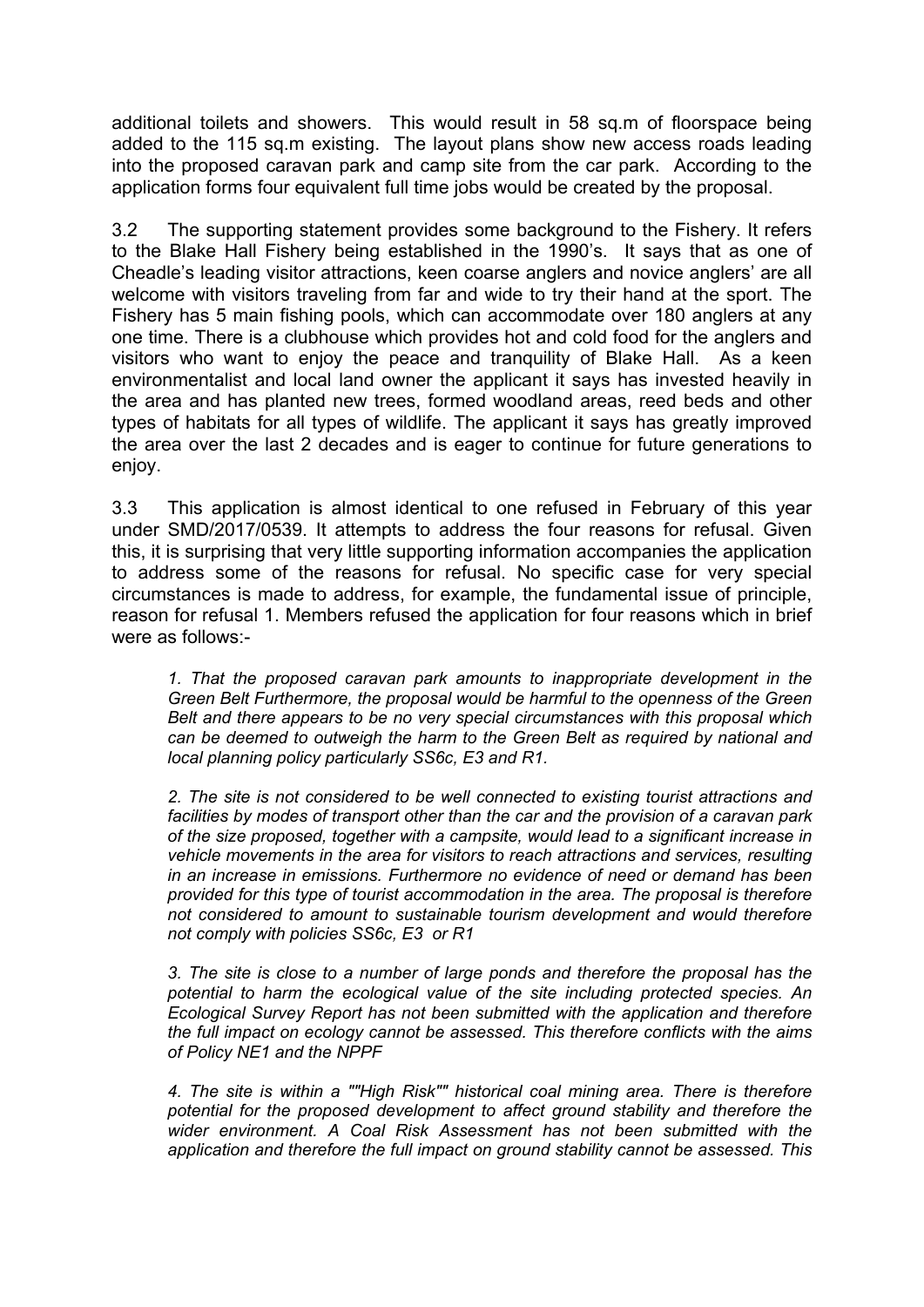additional toilets and showers. This would result in 58 sq.m of floorspace being added to the 115 sq.m existing. The layout plans show new access roads leading into the proposed caravan park and camp site from the car park. According to the application forms four equivalent full time jobs would be created by the proposal.

3.2 The supporting statement provides some background to the Fishery. It refers to the Blake Hall Fishery being established in the 1990's. It says that as one of Cheadle's leading visitor attractions, keen coarse anglers and novice anglers' are all welcome with visitors traveling from far and wide to try their hand at the sport. The Fishery has 5 main fishing pools, which can accommodate over 180 anglers at any one time. There is a clubhouse which provides hot and cold food for the anglers and visitors who want to enjoy the peace and tranquility of Blake Hall. As a keen environmentalist and local land owner the applicant it says has invested heavily in the area and has planted new trees, formed woodland areas, reed beds and other types of habitats for all types of wildlife. The applicant it says has greatly improved the area over the last 2 decades and is eager to continue for future generations to enjoy.

3.3 This application is almost identical to one refused in February of this year under SMD/2017/0539. It attempts to address the four reasons for refusal. Given this, it is surprising that very little supporting information accompanies the application to address some of the reasons for refusal. No specific case for very special circumstances is made to address, for example, the fundamental issue of principle, reason for refusal 1. Members refused the application for four reasons which in brief were as follows:-

*1. That the proposed caravan park amounts to inappropriate development in the Green Belt Furthermore, the proposal would be harmful to the openness of the Green Belt and there appears to be no very special circumstances with this proposal which can be deemed to outweigh the harm to the Green Belt as required by national and local planning policy particularly SS6c, E3 and R1.*

*2. The site is not considered to be well connected to existing tourist attractions and facilities by modes of transport other than the car and the provision of a caravan park of the size proposed, together with a campsite, would lead to a significant increase in vehicle movements in the area for visitors to reach attractions and services, resulting in an increase in emissions. Furthermore no evidence of need or demand has been provided for this type of tourist accommodation in the area. The proposal is therefore not considered to amount to sustainable tourism development and would therefore not comply with policies SS6c, E3 or R1*

*3. The site is close to a number of large ponds and therefore the proposal has the potential to harm the ecological value of the site including protected species. An Ecological Survey Report has not been submitted with the application and therefore the full impact on ecology cannot be assessed. This therefore conflicts with the aims of Policy NE1 and the NPPF*

*4. The site is within a ""High Risk"" historical coal mining area. There is therefore potential for the proposed development to affect ground stability and therefore the wider environment. A Coal Risk Assessment has not been submitted with the application and therefore the full impact on ground stability cannot be assessed. This*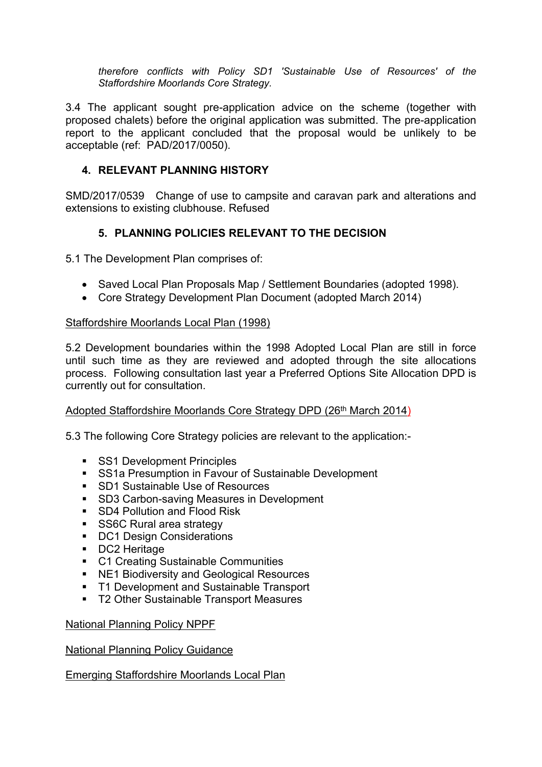*therefore conflicts with Policy SD1 'Sustainable Use of Resources' of the Staffordshire Moorlands Core Strategy*.

3.4 The applicant sought pre-application advice on the scheme (together with proposed chalets) before the original application was submitted. The pre-application report to the applicant concluded that the proposal would be unlikely to be acceptable (ref: PAD/2017/0050).

## 4. RELEVANT PLANNING HISTORY

SMD/2017/0539 Change of use to campsite and caravan park and alterations and extensions to existing clubhouse. Refused

## 5. PLANNING POLICIES RELEVANT TO THE DECISION

5.1 The Development Plan comprises of:

- Saved Local Plan Proposals Map / Settlement Boundaries (adopted 1998).
- Core Strategy Development Plan Document (adopted March 2014)

Staffordshire Moorlands Local Plan (1998)

5.2 Development boundaries within the 1998 Adopted Local Plan are still in force until such time as they are reviewed and adopted through the site allocations process. Following consultation last year a Preferred Options Site Allocation DPD is currently out for consultation.

Adopted Staffordshire Moorlands Core Strategy DPD (26th March 2014)

5.3 The following Core Strategy policies are relevant to the application:-

- SS1 Development Principles
- SS1a Presumption in Favour of Sustainable Development
- SD1 Sustainable Use of Resources
- SD3 Carbon-saving Measures in Development
- SD4 Pollution and Flood Risk
- SS6C Rural area strategy
- DC1 Design Considerations
- DC2 Heritage
- C1 Creating Sustainable Communities
- NE1 Biodiversity and Geological Resources
- T1 Development and Sustainable Transport
- T2 Other Sustainable Transport Measures

National Planning Policy NPPF

National Planning Policy Guidance

Emerging Staffordshire Moorlands Local Plan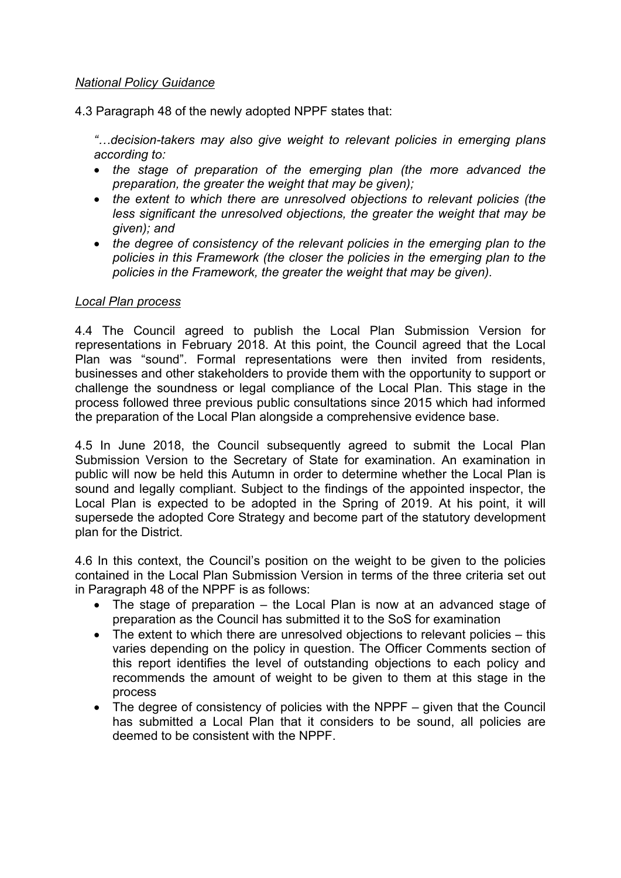*National Policy Guidance*

4.3 Paragraph 48 of the newly adopted NPPF states that:

> *"…decision-takers may also give weight to relevant policies in emerging plans according to:*
>
> - *the stage of preparation of the emerging plan (the more advanced the preparation, the greater the weight that may be given);*
> - *the extent to which there are unresolved objections to relevant policies (the less significant the unresolved objections, the greater the weight that may be given); and*
> - *the degree of consistency of the relevant policies in the emerging plan to the policies in this Framework (the closer the policies in the emerging plan to the policies in the Framework, the greater the weight that may be given).*

*Local Plan process*

4.4 The Council agreed to publish the Local Plan Submission Version for representations in February 2018. At this point, the Council agreed that the Local Plan was "sound". Formal representations were then invited from residents, businesses and other stakeholders to provide them with the opportunity to support or challenge the soundness or legal compliance of the Local Plan. This stage in the process followed three previous public consultations since 2015 which had informed the preparation of the Local Plan alongside a comprehensive evidence base.

4.5 In June 2018, the Council subsequently agreed to submit the Local Plan Submission Version to the Secretary of State for examination. An examination in public will now be held this Autumn in order to determine whether the Local Plan is sound and legally compliant. Subject to the findings of the appointed inspector, the Local Plan is expected to be adopted in the Spring of 2019. At his point, it will supersede the adopted Core Strategy and become part of the statutory development plan for the District.

4.6 In this context, the Council's position on the weight to be given to the policies contained in the Local Plan Submission Version in terms of the three criteria set out in Paragraph 48 of the NPPF is as follows:

- The stage of preparation – the Local Plan is now at an advanced stage of preparation as the Council has submitted it to the SoS for examination
- The extent to which there are unresolved objections to relevant policies – this varies depending on the policy in question. The Officer Comments section of this report identifies the level of outstanding objections to each policy and recommends the amount of weight to be given to them at this stage in the process
- The degree of consistency of policies with the NPPF – given that the Council has submitted a Local Plan that it considers to be sound, all policies are deemed to be consistent with the NPPF.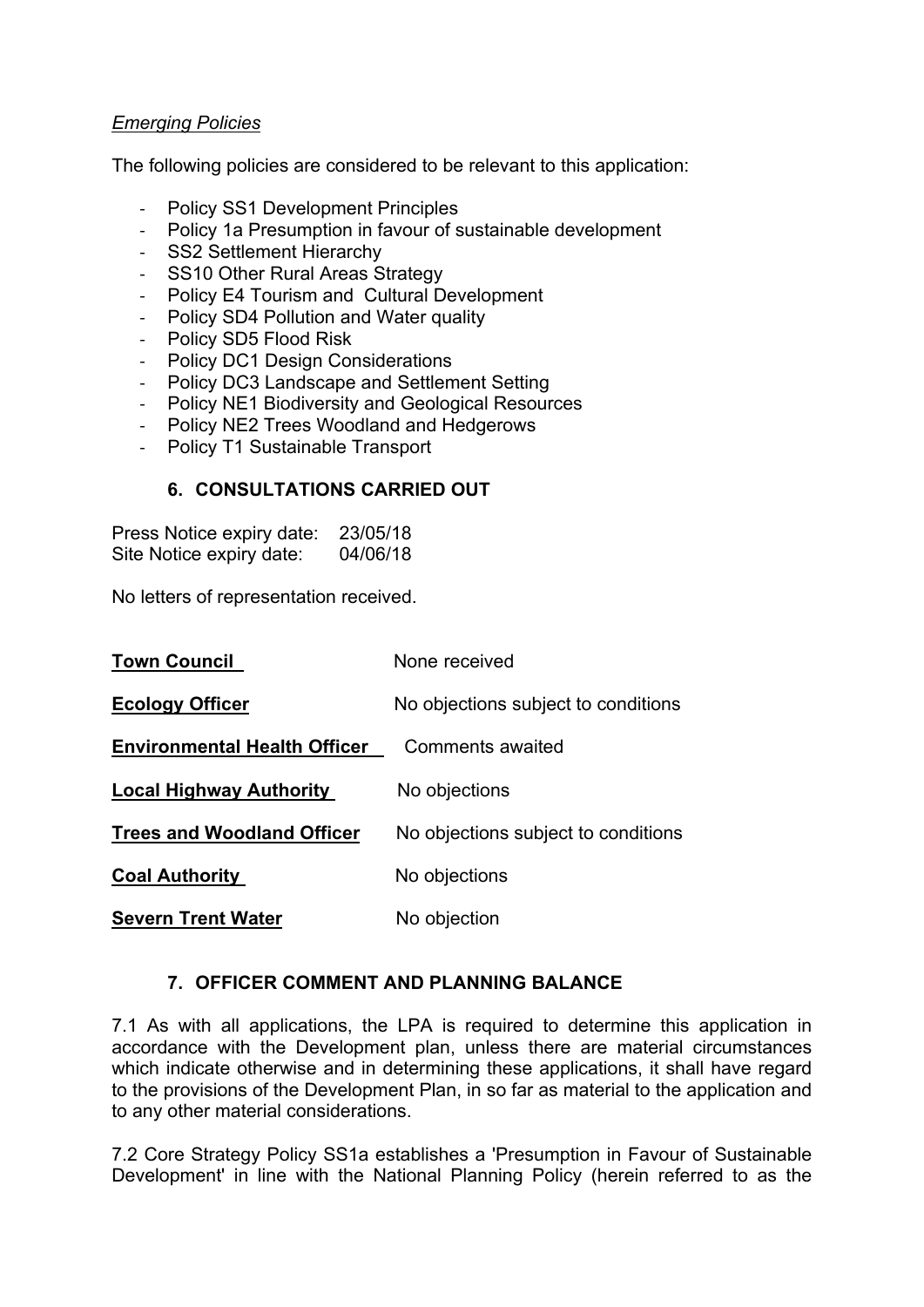*Emerging Policies*

The following policies are considered to be relevant to this application:

- Policy SS1 Development Principles
- Policy 1a Presumption in favour of sustainable development
- SS2 Settlement Hierarchy
- SS10 Other Rural Areas Strategy
- Policy E4 Tourism and Cultural Development
- Policy SD4 Pollution and Water quality
- Policy SD5 Flood Risk
- Policy DC1 Design Considerations
- Policy DC3 Landscape and Settlement Setting
- Policy NE1 Biodiversity and Geological Resources
- Policy NE2 Trees Woodland and Hedgerows
- Policy T1 Sustainable Transport

## 6. CONSULTATIONS CARRIED OUT

Press Notice expiry date: 23/05/18
Site Notice expiry date: 04/06/18

No letters of representation received.

| | |
|---|---|
| **Town Council** | None received |
| **Ecology Officer** | No objections subject to conditions |
| **Environmental Health Officer** | Comments awaited |
| **Local Highway Authority** | No objections |
| **Trees and Woodland Officer** | No objections subject to conditions |
| **Coal Authority** | No objections |
| **Severn Trent Water** | No objection |

## 7. OFFICER COMMENT AND PLANNING BALANCE

7.1 As with all applications, the LPA is required to determine this application in accordance with the Development plan, unless there are material circumstances which indicate otherwise and in determining these applications, it shall have regard to the provisions of the Development Plan, in so far as material to the application and to any other material considerations.

7.2 Core Strategy Policy SS1a establishes a 'Presumption in Favour of Sustainable Development' in line with the National Planning Policy (herein referred to as the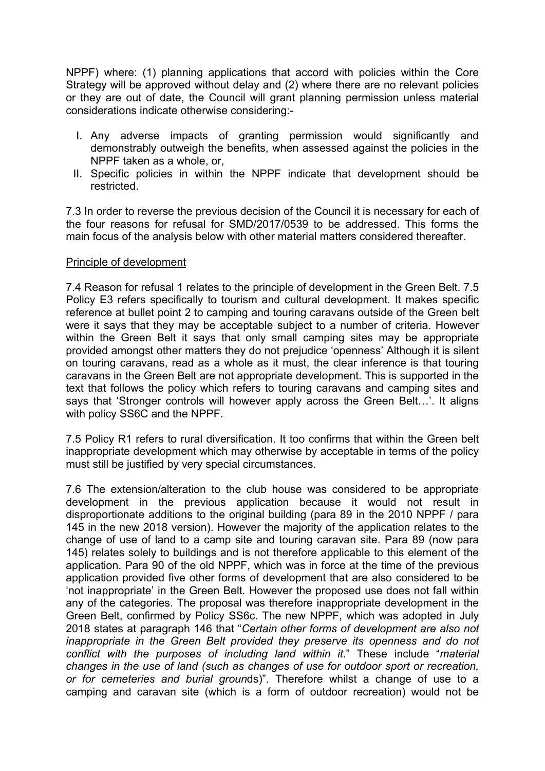NPPF) where: (1) planning applications that accord with policies within the Core Strategy will be approved without delay and (2) where there are no relevant policies or they are out of date, the Council will grant planning permission unless material considerations indicate otherwise considering:-

I. Any adverse impacts of granting permission would significantly and demonstrably outweigh the benefits, when assessed against the policies in the NPPF taken as a whole, or,
II. Specific policies in within the NPPF indicate that development should be restricted.

7.3 In order to reverse the previous decision of the Council it is necessary for each of the four reasons for refusal for SMD/2017/0539 to be addressed. This forms the main focus of the analysis below with other material matters considered thereafter.

Principle of development

7.4 Reason for refusal 1 relates to the principle of development in the Green Belt. 7.5 Policy E3 refers specifically to tourism and cultural development. It makes specific reference at bullet point 2 to camping and touring caravans outside of the Green belt were it says that they may be acceptable subject to a number of criteria. However within the Green Belt it says that only small camping sites may be appropriate provided amongst other matters they do not prejudice 'openness' Although it is silent on touring caravans, read as a whole as it must, the clear inference is that touring caravans in the Green Belt are not appropriate development. This is supported in the text that follows the policy which refers to touring caravans and camping sites and says that 'Stronger controls will however apply across the Green Belt…'. It aligns with policy SS6C and the NPPF.

7.5 Policy R1 refers to rural diversification. It too confirms that within the Green belt inappropriate development which may otherwise by acceptable in terms of the policy must still be justified by very special circumstances.

7.6 The extension/alteration to the club house was considered to be appropriate development in the previous application because it would not result in disproportionate additions to the original building (para 89 in the 2010 NPPF / para 145 in the new 2018 version). However the majority of the application relates to the change of use of land to a camp site and touring caravan site. Para 89 (now para 145) relates solely to buildings and is not therefore applicable to this element of the application. Para 90 of the old NPPF, which was in force at the time of the previous application provided five other forms of development that are also considered to be 'not inappropriate' in the Green Belt. However the proposed use does not fall within any of the categories. The proposal was therefore inappropriate development in the Green Belt, confirmed by Policy SS6c. The new NPPF, which was adopted in July 2018 states at paragraph 146 that "*Certain other forms of development are also not inappropriate in the Green Belt provided they preserve its openness and do not conflict with the purposes of including land within it*." These include "*material changes in the use of land (such as changes of use for outdoor sport or recreation, or for cemeteries and burial grounds*)". Therefore whilst a change of use to a camping and caravan site (which is a form of outdoor recreation) would not be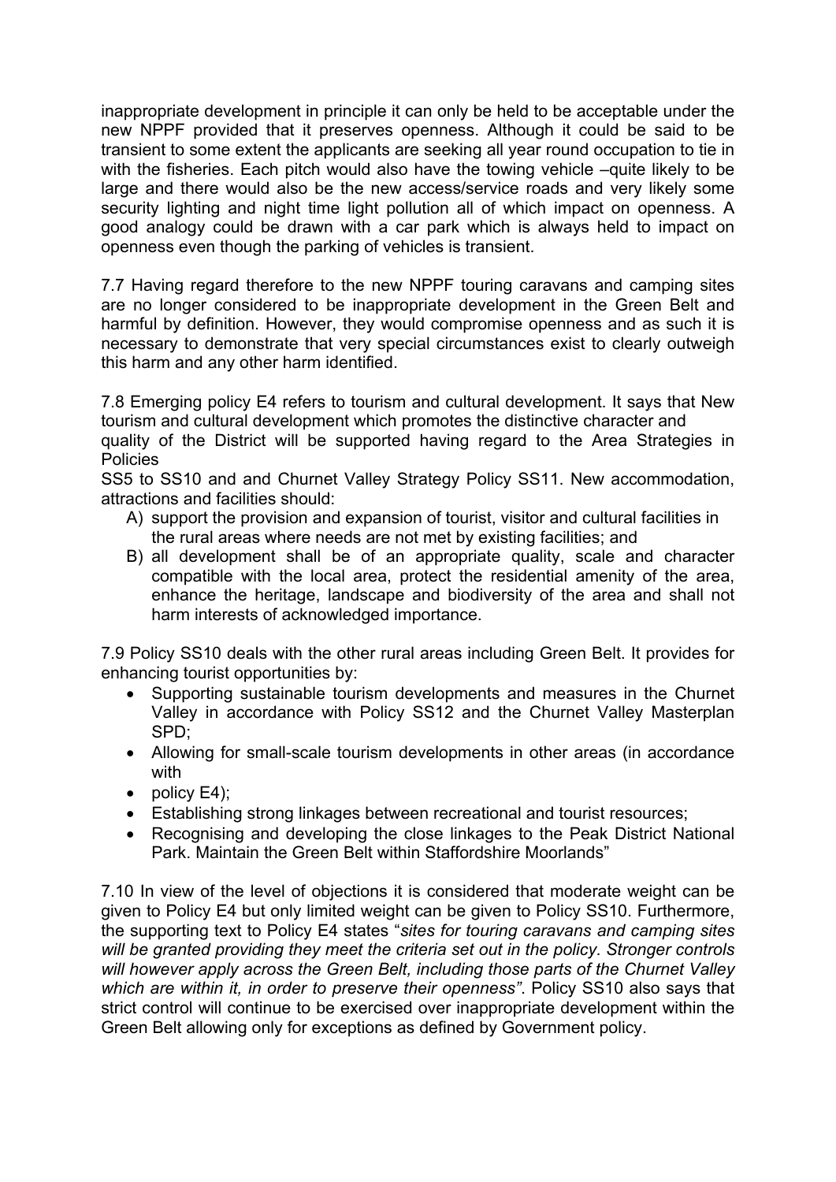inappropriate development in principle it can only be held to be acceptable under the new NPPF provided that it preserves openness. Although it could be said to be transient to some extent the applicants are seeking all year round occupation to tie in with the fisheries. Each pitch would also have the towing vehicle –quite likely to be large and there would also be the new access/service roads and very likely some security lighting and night time light pollution all of which impact on openness. A good analogy could be drawn with a car park which is always held to impact on openness even though the parking of vehicles is transient.

7.7 Having regard therefore to the new NPPF touring caravans and camping sites are no longer considered to be inappropriate development in the Green Belt and harmful by definition. However, they would compromise openness and as such it is necessary to demonstrate that very special circumstances exist to clearly outweigh this harm and any other harm identified.

7.8 Emerging policy E4 refers to tourism and cultural development. It says that New tourism and cultural development which promotes the distinctive character and quality of the District will be supported having regard to the Area Strategies in Policies
SS5 to SS10 and and Churnet Valley Strategy Policy SS11. New accommodation, attractions and facilities should:

A) support the provision and expansion of tourist, visitor and cultural facilities in the rural areas where needs are not met by existing facilities; and
B) all development shall be of an appropriate quality, scale and character compatible with the local area, protect the residential amenity of the area, enhance the heritage, landscape and biodiversity of the area and shall not harm interests of acknowledged importance.

7.9 Policy SS10 deals with the other rural areas including Green Belt. It provides for enhancing tourist opportunities by:

- Supporting sustainable tourism developments and measures in the Churnet Valley in accordance with Policy SS12 and the Churnet Valley Masterplan SPD;
- Allowing for small-scale tourism developments in other areas (in accordance with
- policy E4);
- Establishing strong linkages between recreational and tourist resources;
- Recognising and developing the close linkages to the Peak District National Park. Maintain the Green Belt within Staffordshire Moorlands"

7.10 In view of the level of objections it is considered that moderate weight can be given to Policy E4 but only limited weight can be given to Policy SS10. Furthermore, the supporting text to Policy E4 states "*sites for touring caravans and camping sites will be granted providing they meet the criteria set out in the policy. Stronger controls will however apply across the Green Belt, including those parts of the Churnet Valley which are within it, in order to preserve their openness"*. Policy SS10 also says that strict control will continue to be exercised over inappropriate development within the Green Belt allowing only for exceptions as defined by Government policy.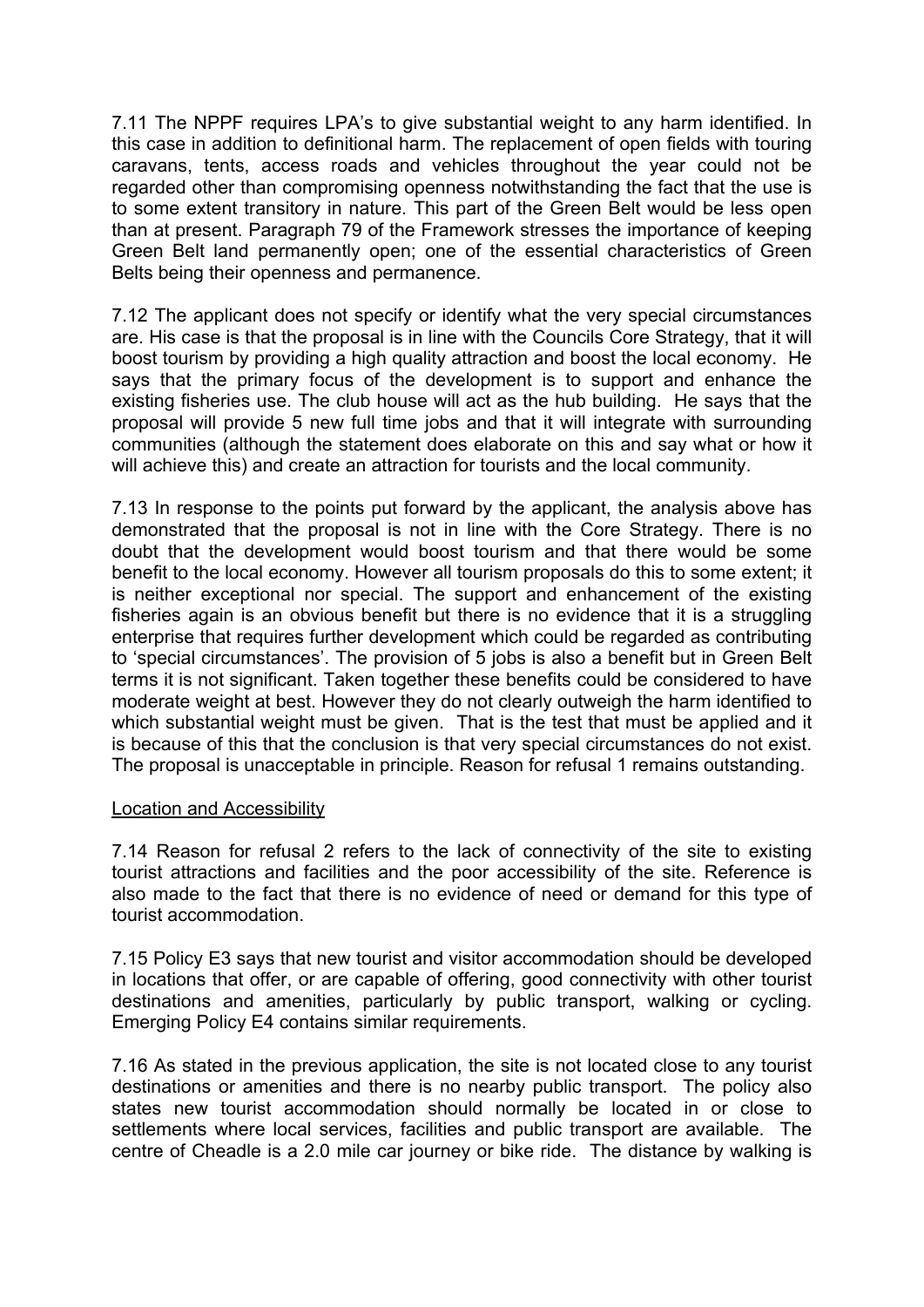7.11 The NPPF requires LPA's to give substantial weight to any harm identified. In this case in addition to definitional harm. The replacement of open fields with touring caravans, tents, access roads and vehicles throughout the year could not be regarded other than compromising openness notwithstanding the fact that the use is to some extent transitory in nature. This part of the Green Belt would be less open than at present. Paragraph 79 of the Framework stresses the importance of keeping Green Belt land permanently open; one of the essential characteristics of Green Belts being their openness and permanence.

7.12 The applicant does not specify or identify what the very special circumstances are. His case is that the proposal is in line with the Councils Core Strategy, that it will boost tourism by providing a high quality attraction and boost the local economy. He says that the primary focus of the development is to support and enhance the existing fisheries use. The club house will act as the hub building. He says that the proposal will provide 5 new full time jobs and that it will integrate with surrounding communities (although the statement does elaborate on this and say what or how it will achieve this) and create an attraction for tourists and the local community.

7.13 In response to the points put forward by the applicant, the analysis above has demonstrated that the proposal is not in line with the Core Strategy. There is no doubt that the development would boost tourism and that there would be some benefit to the local economy. However all tourism proposals do this to some extent; it is neither exceptional nor special. The support and enhancement of the existing fisheries again is an obvious benefit but there is no evidence that it is a struggling enterprise that requires further development which could be regarded as contributing to 'special circumstances'. The provision of 5 jobs is also a benefit but in Green Belt terms it is not significant. Taken together these benefits could be considered to have moderate weight at best. However they do not clearly outweigh the harm identified to which substantial weight must be given. That is the test that must be applied and it is because of this that the conclusion is that very special circumstances do not exist. The proposal is unacceptable in principle. Reason for refusal 1 remains outstanding.

Location and Accessibility

7.14 Reason for refusal 2 refers to the lack of connectivity of the site to existing tourist attractions and facilities and the poor accessibility of the site. Reference is also made to the fact that there is no evidence of need or demand for this type of tourist accommodation.

7.15 Policy E3 says that new tourist and visitor accommodation should be developed in locations that offer, or are capable of offering, good connectivity with other tourist destinations and amenities, particularly by public transport, walking or cycling. Emerging Policy E4 contains similar requirements.

7.16 As stated in the previous application, the site is not located close to any tourist destinations or amenities and there is no nearby public transport. The policy also states new tourist accommodation should normally be located in or close to settlements where local services, facilities and public transport are available. The centre of Cheadle is a 2.0 mile car journey or bike ride. The distance by walking is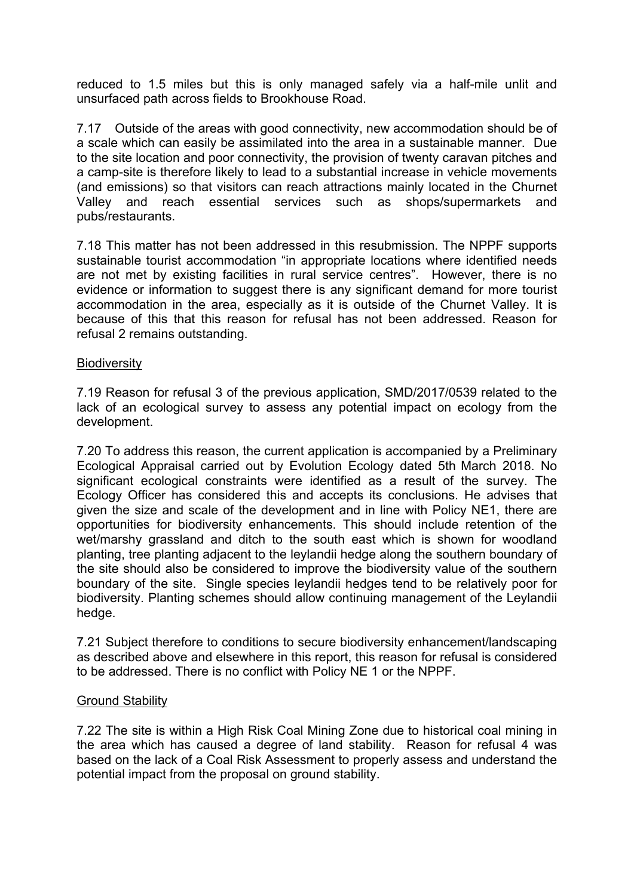reduced to 1.5 miles but this is only managed safely via a half-mile unlit and unsurfaced path across fields to Brookhouse Road.

7.17 Outside of the areas with good connectivity, new accommodation should be of a scale which can easily be assimilated into the area in a sustainable manner. Due to the site location and poor connectivity, the provision of twenty caravan pitches and a camp-site is therefore likely to lead to a substantial increase in vehicle movements (and emissions) so that visitors can reach attractions mainly located in the Churnet Valley and reach essential services such as shops/supermarkets and pubs/restaurants.

7.18 This matter has not been addressed in this resubmission. The NPPF supports sustainable tourist accommodation "in appropriate locations where identified needs are not met by existing facilities in rural service centres". However, there is no evidence or information to suggest there is any significant demand for more tourist accommodation in the area, especially as it is outside of the Churnet Valley. It is because of this that this reason for refusal has not been addressed. Reason for refusal 2 remains outstanding.

<u>Biodiversity</u>

7.19 Reason for refusal 3 of the previous application, SMD/2017/0539 related to the lack of an ecological survey to assess any potential impact on ecology from the development.

7.20 To address this reason, the current application is accompanied by a Preliminary Ecological Appraisal carried out by Evolution Ecology dated 5th March 2018. No significant ecological constraints were identified as a result of the survey. The Ecology Officer has considered this and accepts its conclusions. He advises that given the size and scale of the development and in line with Policy NE1, there are opportunities for biodiversity enhancements. This should include retention of the wet/marshy grassland and ditch to the south east which is shown for woodland planting, tree planting adjacent to the leylandii hedge along the southern boundary of the site should also be considered to improve the biodiversity value of the southern boundary of the site. Single species leylandii hedges tend to be relatively poor for biodiversity. Planting schemes should allow continuing management of the Leylandii hedge.

7.21 Subject therefore to conditions to secure biodiversity enhancement/landscaping as described above and elsewhere in this report, this reason for refusal is considered to be addressed. There is no conflict with Policy NE 1 or the NPPF.

<u>Ground Stability</u>

7.22 The site is within a High Risk Coal Mining Zone due to historical coal mining in the area which has caused a degree of land stability. Reason for refusal 4 was based on the lack of a Coal Risk Assessment to properly assess and understand the potential impact from the proposal on ground stability.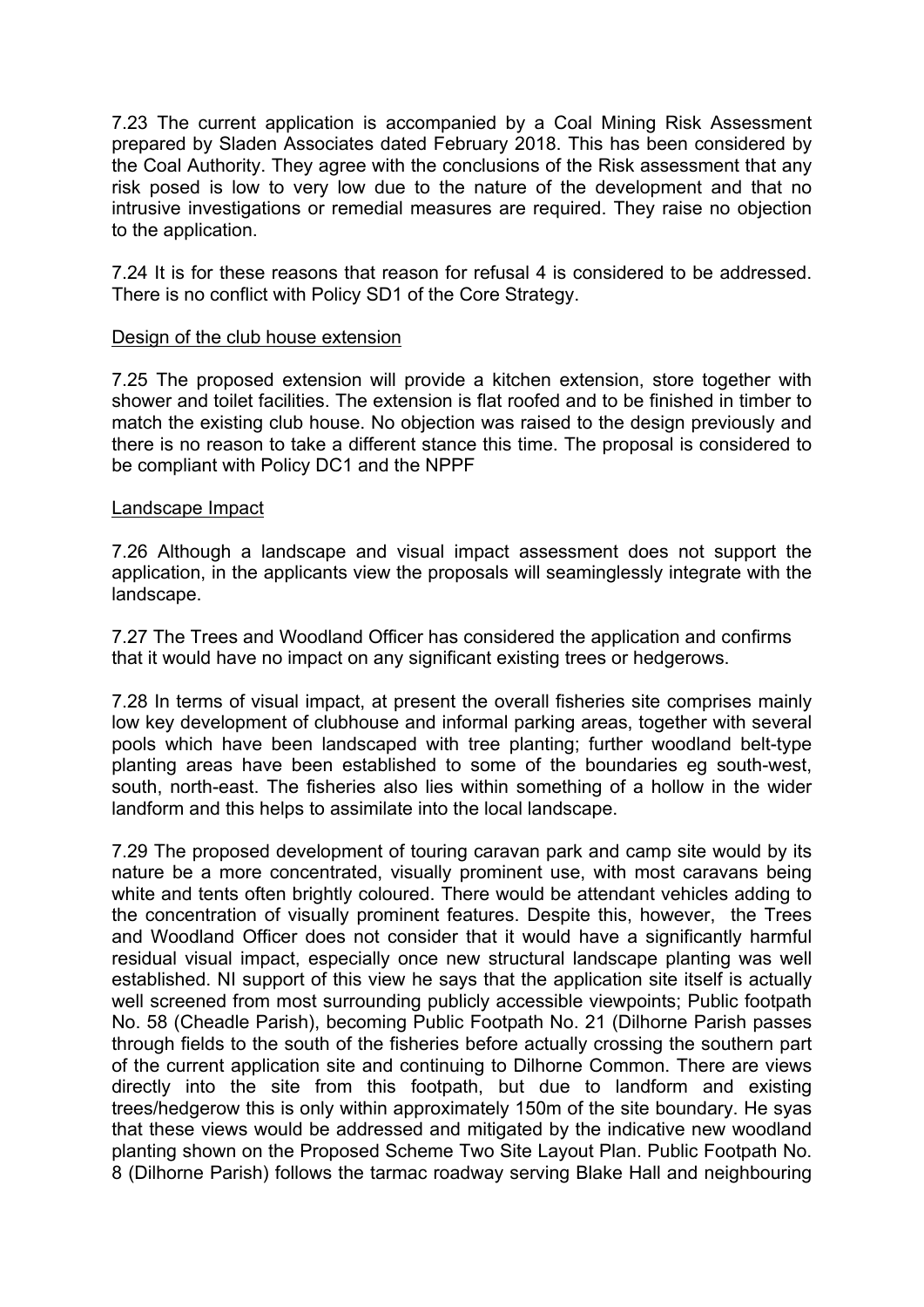7.23 The current application is accompanied by a Coal Mining Risk Assessment prepared by Sladen Associates dated February 2018. This has been considered by the Coal Authority. They agree with the conclusions of the Risk assessment that any risk posed is low to very low due to the nature of the development and that no intrusive investigations or remedial measures are required. They raise no objection to the application.

7.24 It is for these reasons that reason for refusal 4 is considered to be addressed. There is no conflict with Policy SD1 of the Core Strategy.

Design of the club house extension

7.25 The proposed extension will provide a kitchen extension, store together with shower and toilet facilities. The extension is flat roofed and to be finished in timber to match the existing club house. No objection was raised to the design previously and there is no reason to take a different stance this time. The proposal is considered to be compliant with Policy DC1 and the NPPF

Landscape Impact

7.26 Although a landscape and visual impact assessment does not support the application, in the applicants view the proposals will seaminglessly integrate with the landscape.

7.27 The Trees and Woodland Officer has considered the application and confirms that it would have no impact on any significant existing trees or hedgerows.

7.28 In terms of visual impact, at present the overall fisheries site comprises mainly low key development of clubhouse and informal parking areas, together with several pools which have been landscaped with tree planting; further woodland belt-type planting areas have been established to some of the boundaries eg south-west, south, north-east. The fisheries also lies within something of a hollow in the wider landform and this helps to assimilate into the local landscape.

7.29 The proposed development of touring caravan park and camp site would by its nature be a more concentrated, visually prominent use, with most caravans being white and tents often brightly coloured. There would be attendant vehicles adding to the concentration of visually prominent features. Despite this, however, the Trees and Woodland Officer does not consider that it would have a significantly harmful residual visual impact, especially once new structural landscape planting was well established. NI support of this view he says that the application site itself is actually well screened from most surrounding publicly accessible viewpoints; Public footpath No. 58 (Cheadle Parish), becoming Public Footpath No. 21 (Dilhorne Parish passes through fields to the south of the fisheries before actually crossing the southern part of the current application site and continuing to Dilhorne Common. There are views directly into the site from this footpath, but due to landform and existing trees/hedgerow this is only within approximately 150m of the site boundary. He syas that these views would be addressed and mitigated by the indicative new woodland planting shown on the Proposed Scheme Two Site Layout Plan. Public Footpath No. 8 (Dilhorne Parish) follows the tarmac roadway serving Blake Hall and neighbouring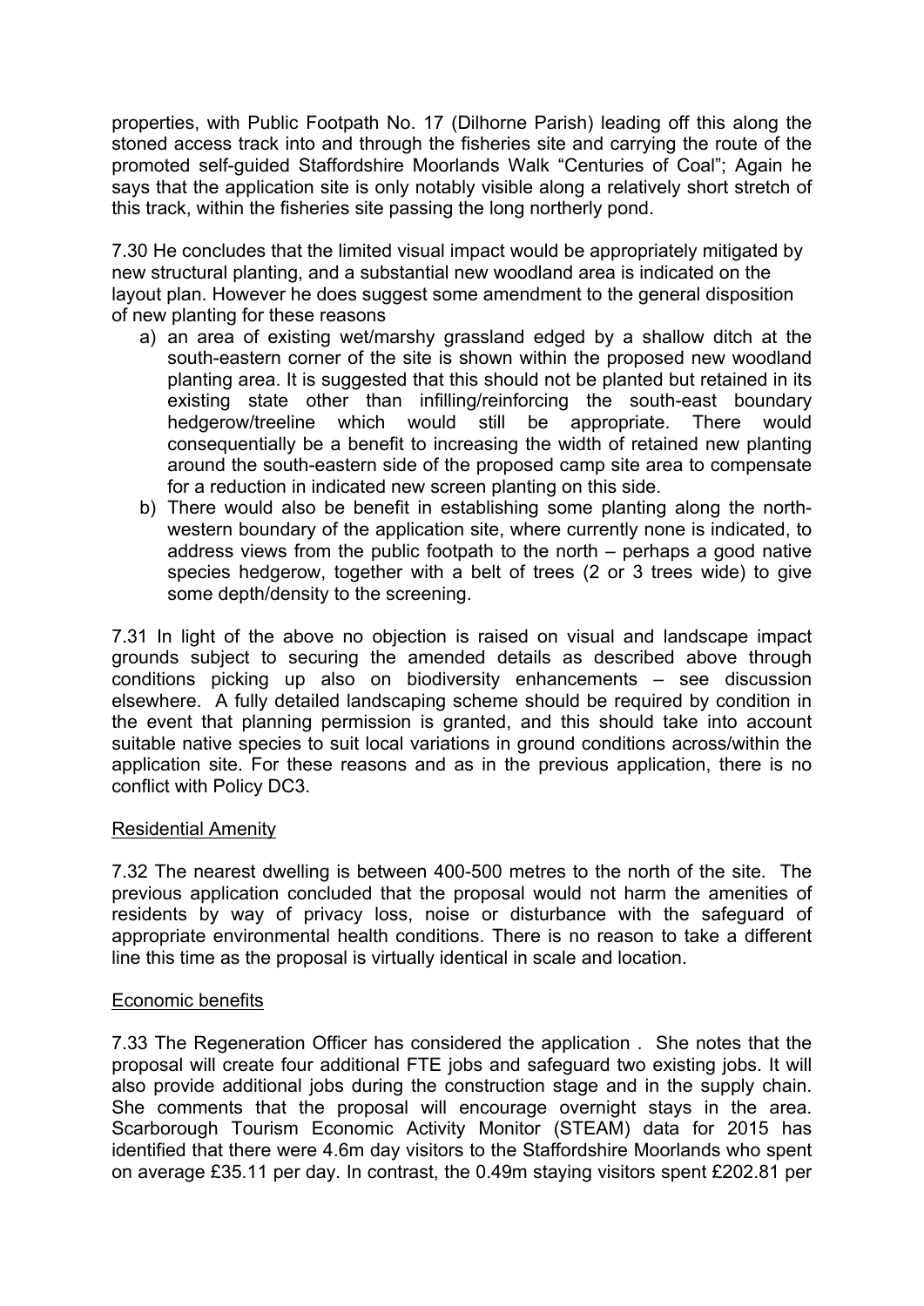properties, with Public Footpath No. 17 (Dilhorne Parish) leading off this along the stoned access track into and through the fisheries site and carrying the route of the promoted self-guided Staffordshire Moorlands Walk "Centuries of Coal"; Again he says that the application site is only notably visible along a relatively short stretch of this track, within the fisheries site passing the long northerly pond.

7.30 He concludes that the limited visual impact would be appropriately mitigated by new structural planting, and a substantial new woodland area is indicated on the layout plan. However he does suggest some amendment to the general disposition of new planting for these reasons

a) an area of existing wet/marshy grassland edged by a shallow ditch at the south-eastern corner of the site is shown within the proposed new woodland planting area. It is suggested that this should not be planted but retained in its existing state other than infilling/reinforcing the south-east boundary hedgerow/treeline which would still be appropriate. There would consequentially be a benefit to increasing the width of retained new planting around the south-eastern side of the proposed camp site area to compensate for a reduction in indicated new screen planting on this side.
b) There would also be benefit in establishing some planting along the north-western boundary of the application site, where currently none is indicated, to address views from the public footpath to the north – perhaps a good native species hedgerow, together with a belt of trees (2 or 3 trees wide) to give some depth/density to the screening.

7.31 In light of the above no objection is raised on visual and landscape impact grounds subject to securing the amended details as described above through conditions picking up also on biodiversity enhancements – see discussion elsewhere. A fully detailed landscaping scheme should be required by condition in the event that planning permission is granted, and this should take into account suitable native species to suit local variations in ground conditions across/within the application site. For these reasons and as in the previous application, there is no conflict with Policy DC3.

## Residential Amenity

7.32 The nearest dwelling is between 400-500 metres to the north of the site. The previous application concluded that the proposal would not harm the amenities of residents by way of privacy loss, noise or disturbance with the safeguard of appropriate environmental health conditions. There is no reason to take a different line this time as the proposal is virtually identical in scale and location.

## Economic benefits

7.33 The Regeneration Officer has considered the application . She notes that the proposal will create four additional FTE jobs and safeguard two existing jobs. It will also provide additional jobs during the construction stage and in the supply chain. She comments that the proposal will encourage overnight stays in the area. Scarborough Tourism Economic Activity Monitor (STEAM) data for 2015 has identified that there were 4.6m day visitors to the Staffordshire Moorlands who spent on average £35.11 per day. In contrast, the 0.49m staying visitors spent £202.81 per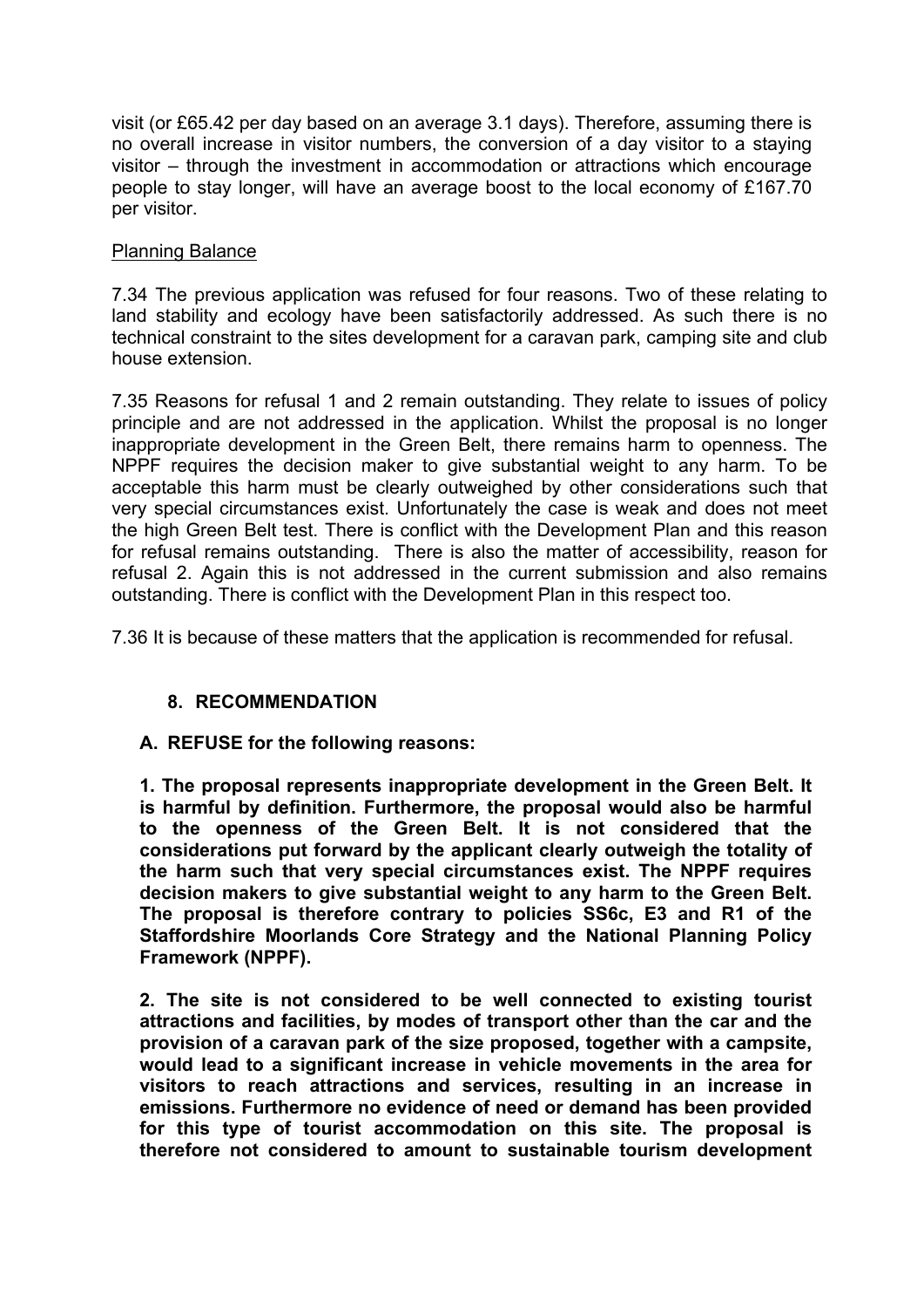visit (or £65.42 per day based on an average 3.1 days). Therefore, assuming there is no overall increase in visitor numbers, the conversion of a day visitor to a staying visitor – through the investment in accommodation or attractions which encourage people to stay longer, will have an average boost to the local economy of £167.70 per visitor.

Planning Balance

7.34 The previous application was refused for four reasons. Two of these relating to land stability and ecology have been satisfactorily addressed. As such there is no technical constraint to the sites development for a caravan park, camping site and club house extension.

7.35 Reasons for refusal 1 and 2 remain outstanding. They relate to issues of policy principle and are not addressed in the application. Whilst the proposal is no longer inappropriate development in the Green Belt, there remains harm to openness. The NPPF requires the decision maker to give substantial weight to any harm. To be acceptable this harm must be clearly outweighed by other considerations such that very special circumstances exist. Unfortunately the case is weak and does not meet the high Green Belt test. There is conflict with the Development Plan and this reason for refusal remains outstanding. There is also the matter of accessibility, reason for refusal 2. Again this is not addressed in the current submission and also remains outstanding. There is conflict with the Development Plan in this respect too.

7.36 It is because of these matters that the application is recommended for refusal.

## 8. RECOMMENDATION

**A. REFUSE for the following reasons:**

**1. The proposal represents inappropriate development in the Green Belt. It is harmful by definition. Furthermore, the proposal would also be harmful to the openness of the Green Belt. It is not considered that the considerations put forward by the applicant clearly outweigh the totality of the harm such that very special circumstances exist. The NPPF requires decision makers to give substantial weight to any harm to the Green Belt. The proposal is therefore contrary to policies SS6c, E3 and R1 of the Staffordshire Moorlands Core Strategy and the National Planning Policy Framework (NPPF).**

**2. The site is not considered to be well connected to existing tourist attractions and facilities, by modes of transport other than the car and the provision of a caravan park of the size proposed, together with a campsite, would lead to a significant increase in vehicle movements in the area for visitors to reach attractions and services, resulting in an increase in emissions. Furthermore no evidence of need or demand has been provided for this type of tourist accommodation on this site. The proposal is therefore not considered to amount to sustainable tourism development**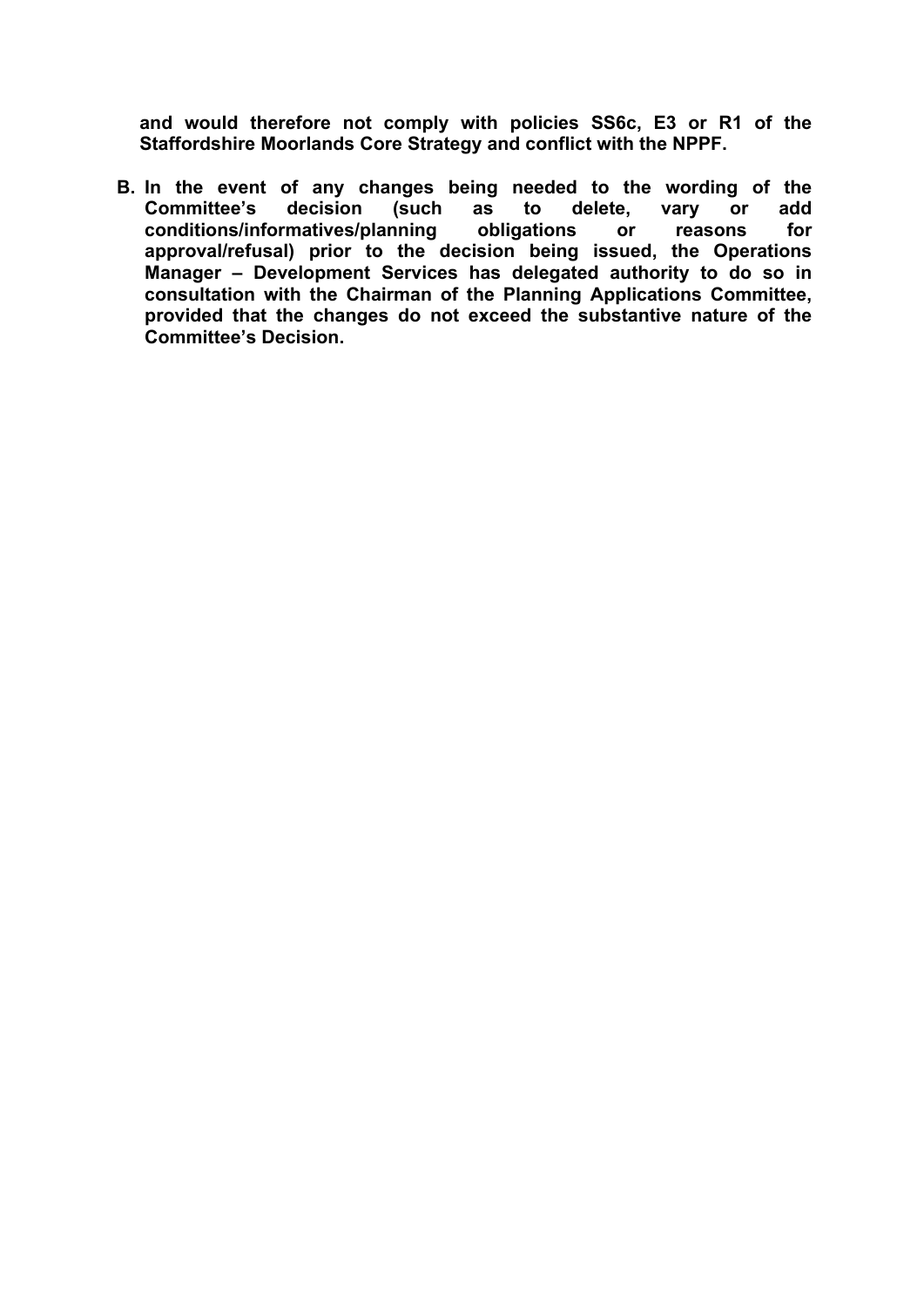**and would therefore not comply with policies SS6c, E3 or R1 of the Staffordshire Moorlands Core Strategy and conflict with the NPPF.**

**B. In the event of any changes being needed to the wording of the Committee's decision (such as to delete, vary or add conditions/informatives/planning obligations or reasons for approval/refusal) prior to the decision being issued, the Operations Manager – Development Services has delegated authority to do so in consultation with the Chairman of the Planning Applications Committee, provided that the changes do not exceed the substantive nature of the Committee's Decision.**